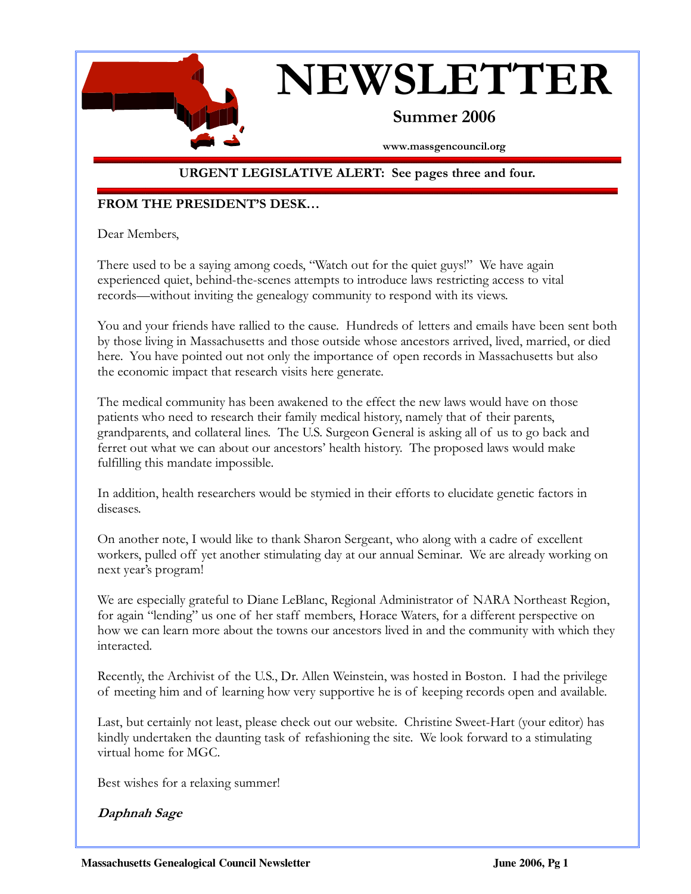# NEWSLETTER

**Summer 2006**

**www.massgencouncil.org**

**URGENT LEGISLATIVE ALERT: See pages three and four.**

## FROM THE PRESIDENT'S DESK…

Dear Members,

There used to be a saying among coeds, "Watch out for the quiet guys!" We have again experienced quiet, behind-the-scenes attempts to introduce laws restricting access to vital records—without inviting the genealogy community to respond with its views.

You and your friends have rallied to the cause. Hundreds of letters and emails have been sent both by those living in Massachusetts and those outside whose ancestors arrived, lived, married, or died here. You have pointed out not only the importance of open records in Massachusetts but also the economic impact that research visits here generate.

The medical community has been awakened to the effect the new laws would have on those patients who need to research their family medical history, namely that of their parents, grandparents, and collateral lines. The U.S. Surgeon General is asking all of us to go back and ferret out what we can about our ancestors' health history. The proposed laws would make fulfilling this mandate impossible.

In addition, health researchers would be stymied in their efforts to elucidate genetic factors in diseases.

On another note, I would like to thank Sharon Sergeant, who along with a cadre of excellent workers, pulled off yet another stimulating day at our annual Seminar. We are already working on next year's program!

We are especially grateful to Diane LeBlanc, Regional Administrator of NARA Northeast Region, for again "lending" us one of her staff members, Horace Waters, for a different perspective on how we can learn more about the towns our ancestors lived in and the community with which they interacted.

Recently, the Archivist of the U.S., Dr. Allen Weinstein, was hosted in Boston. I had the privilege of meeting him and of learning how very supportive he is of keeping records open and available.

Last, but certainly not least, please check out our website. Christine Sweet-Hart (your editor) has kindly undertaken the daunting task of refashioning the site. We look forward to a stimulating virtual home for MGC.

Best wishes for a relaxing summer!

***Daphnah Sage***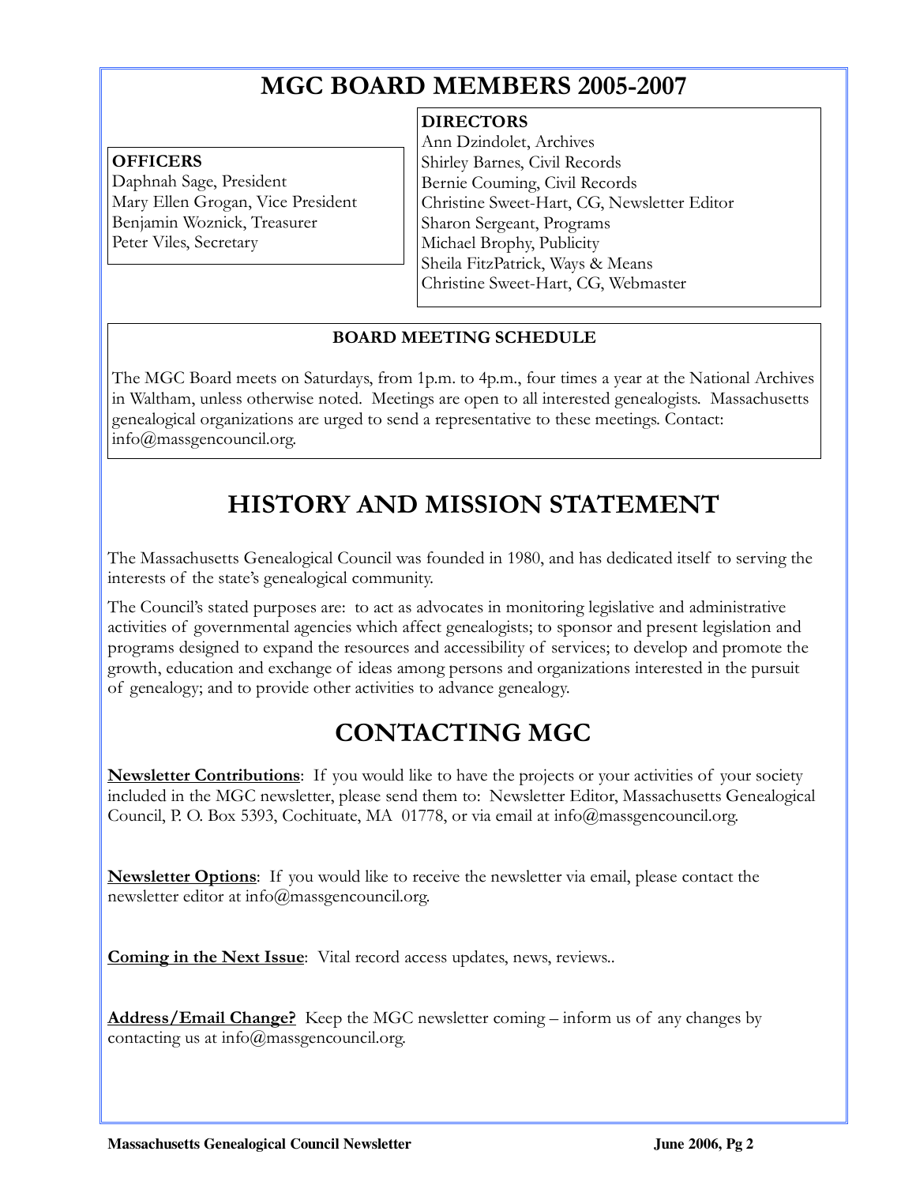# MGC BOARD MEMBERS 2005-2007

**OFFICERS**
Daphnah Sage, President
Mary Ellen Grogan, Vice President
Benjamin Woznick, Treasurer
Peter Viles, Secretary

**DIRECTORS**
Ann Dzindolet, Archives
Shirley Barnes, Civil Records
Bernie Couming, Civil Records
Christine Sweet-Hart, CG, Newsletter Editor
Sharon Sergeant, Programs
Michael Brophy, Publicity
Sheila FitzPatrick, Ways & Means
Christine Sweet-Hart, CG, Webmaster

**BOARD MEETING SCHEDULE**

The MGC Board meets on Saturdays, from 1p.m. to 4p.m., four times a year at the National Archives in Waltham, unless otherwise noted. Meetings are open to all interested genealogists. Massachusetts genealogical organizations are urged to send a representative to these meetings. Contact: info@massgencouncil.org.

# HISTORY AND MISSION STATEMENT

The Massachusetts Genealogical Council was founded in 1980, and has dedicated itself to serving the interests of the state's genealogical community.

The Council's stated purposes are: to act as advocates in monitoring legislative and administrative activities of governmental agencies which affect genealogists; to sponsor and present legislation and programs designed to expand the resources and accessibility of services; to develop and promote the growth, education and exchange of ideas among persons and organizations interested in the pursuit of genealogy; and to provide other activities to advance genealogy.

# CONTACTING MGC

**Newsletter Contributions**: If you would like to have the projects or your activities of your society included in the MGC newsletter, please send them to: Newsletter Editor, Massachusetts Genealogical Council, P. O. Box 5393, Cochituate, MA 01778, or via email at info@massgencouncil.org.

**Newsletter Options**: If you would like to receive the newsletter via email, please contact the newsletter editor at info@massgencouncil.org.

**Coming in the Next Issue**: Vital record access updates, news, reviews..

**Address/Email Change?** Keep the MGC newsletter coming – inform us of any changes by contacting us at info@massgencouncil.org.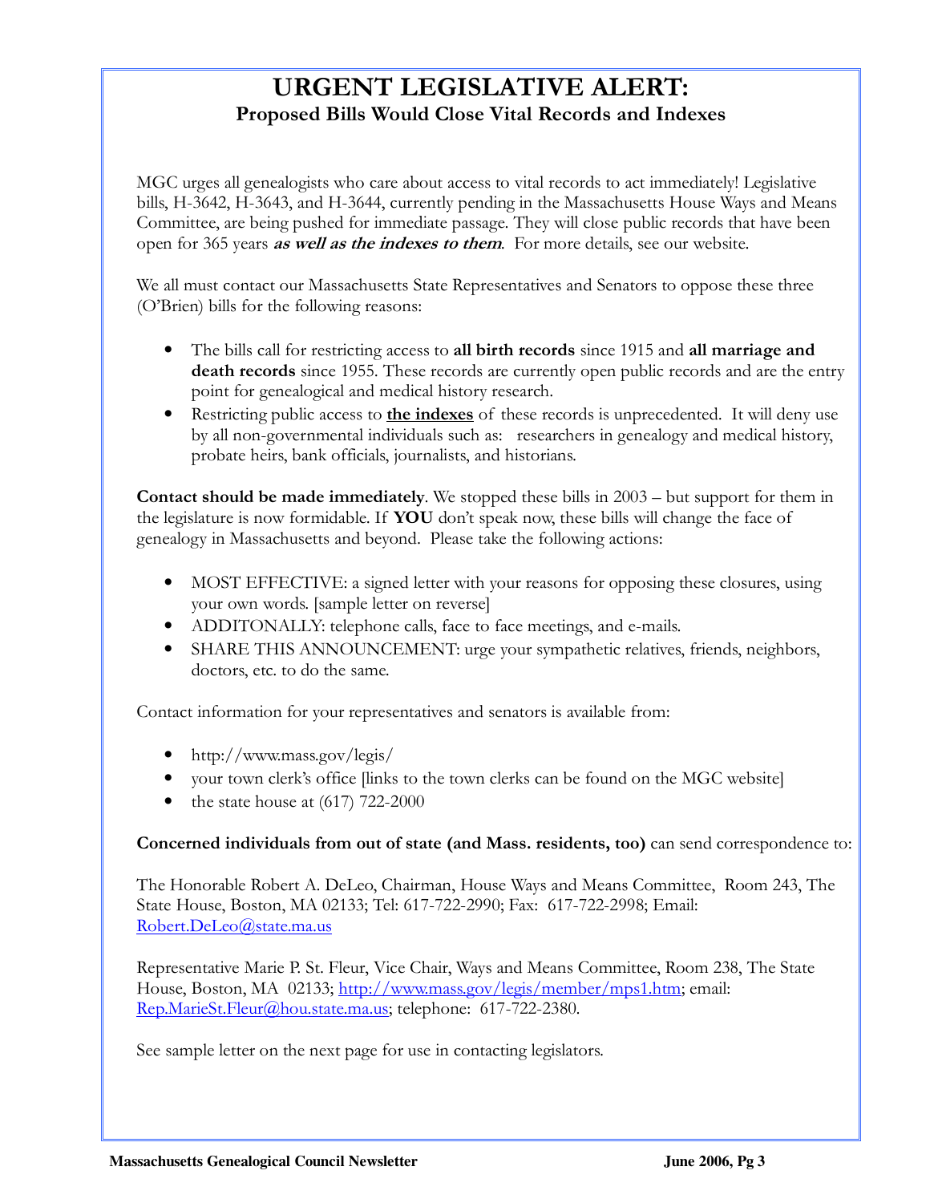# URGENT LEGISLATIVE ALERT:

## Proposed Bills Would Close Vital Records and Indexes

MGC urges all genealogists who care about access to vital records to act immediately! Legislative bills, H-3642, H-3643, and H-3644, currently pending in the Massachusetts House Ways and Means Committee, are being pushed for immediate passage. They will close public records that have been open for 365 years ***as well as the indexes to them***. For more details, see our website.

We all must contact our Massachusetts State Representatives and Senators to oppose these three (O'Brien) bills for the following reasons:

- The bills call for restricting access to **all birth records** since 1915 and **all marriage and death records** since 1955. These records are currently open public records and are the entry point for genealogical and medical history research.
- Restricting public access to **<u>the indexes</u>** of these records is unprecedented. It will deny use by all non-governmental individuals such as: researchers in genealogy and medical history, probate heirs, bank officials, journalists, and historians.

**Contact should be made immediately**. We stopped these bills in 2003 – but support for them in the legislature is now formidable. If **YOU** don't speak now, these bills will change the face of genealogy in Massachusetts and beyond. Please take the following actions:

- MOST EFFECTIVE: a signed letter with your reasons for opposing these closures, using your own words. [sample letter on reverse]
- ADDITONALLY: telephone calls, face to face meetings, and e-mails.
- SHARE THIS ANNOUNCEMENT: urge your sympathetic relatives, friends, neighbors, doctors, etc. to do the same.

Contact information for your representatives and senators is available from:

- http://www.mass.gov/legis/
- your town clerk's office [links to the town clerks can be found on the MGC website]
- the state house at (617) 722-2000

**Concerned individuals from out of state (and Mass. residents, too)** can send correspondence to:

The Honorable Robert A. DeLeo, Chairman, House Ways and Means Committee, Room 243, The State House, Boston, MA 02133; Tel: 617-722-2990; Fax: 617-722-2998; Email: Robert.DeLeo@state.ma.us

Representative Marie P. St. Fleur, Vice Chair, Ways and Means Committee, Room 238, The State House, Boston, MA 02133; http://www.mass.gov/legis/member/mps1.htm; email: Rep.MarieSt.Fleur@hou.state.ma.us; telephone: 617-722-2380.

See sample letter on the next page for use in contacting legislators.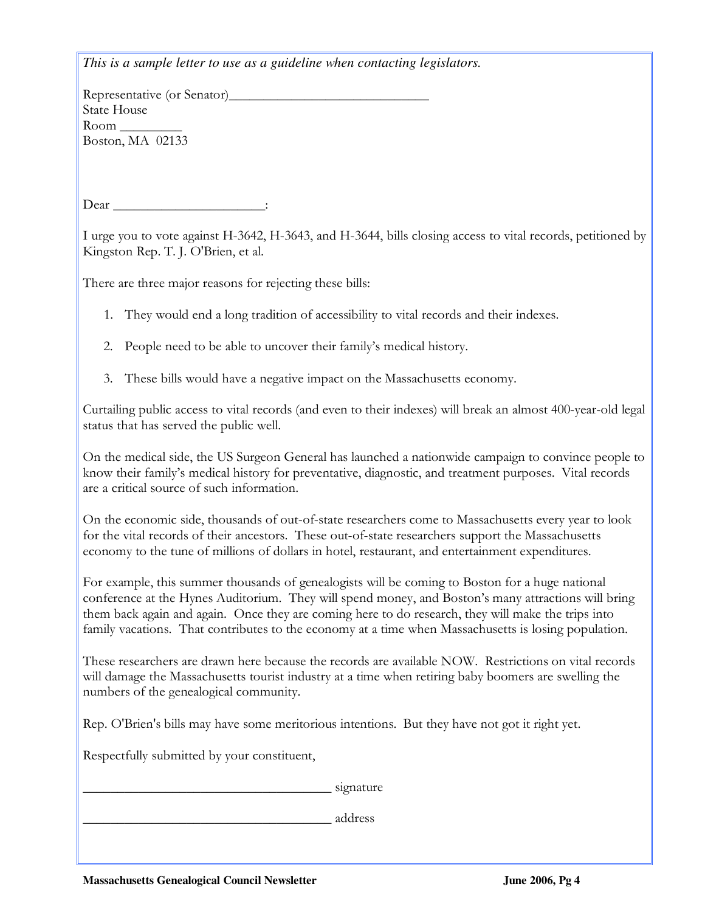*This is a sample letter to use as a guideline when contacting legislators.*

Representative (or Senator)______________________________
State House
Room _________
Boston, MA 02133

Dear ______________________:

I urge you to vote against H-3642, H-3643, and H-3644, bills closing access to vital records, petitioned by Kingston Rep. T. J. O'Brien, et al.

There are three major reasons for rejecting these bills:

1. They would end a long tradition of accessibility to vital records and their indexes.
2. People need to be able to uncover their family's medical history.
3. These bills would have a negative impact on the Massachusetts economy.

Curtailing public access to vital records (and even to their indexes) will break an almost 400-year-old legal status that has served the public well.

On the medical side, the US Surgeon General has launched a nationwide campaign to convince people to know their family's medical history for preventative, diagnostic, and treatment purposes. Vital records are a critical source of such information.

On the economic side, thousands of out-of-state researchers come to Massachusetts every year to look for the vital records of their ancestors. These out-of-state researchers support the Massachusetts economy to the tune of millions of dollars in hotel, restaurant, and entertainment expenditures.

For example, this summer thousands of genealogists will be coming to Boston for a huge national conference at the Hynes Auditorium. They will spend money, and Boston's many attractions will bring them back again and again. Once they are coming here to do research, they will make the trips into family vacations. That contributes to the economy at a time when Massachusetts is losing population.

These researchers are drawn here because the records are available NOW. Restrictions on vital records will damage the Massachusetts tourist industry at a time when retiring baby boomers are swelling the numbers of the genealogical community.

Rep. O'Brien's bills may have some meritorious intentions. But they have not got it right yet.

Respectfully submitted by your constituent,

_____________________________________ signature

_____________________________________ address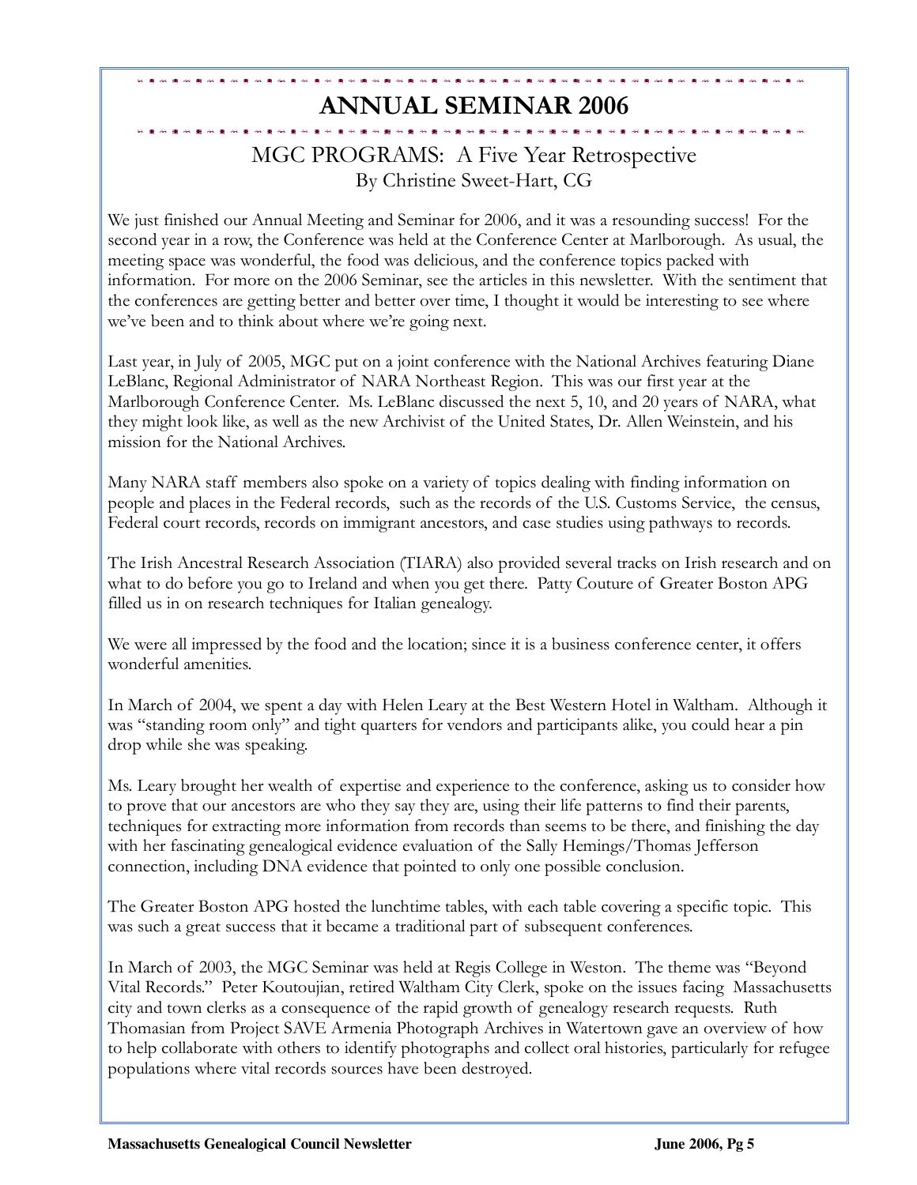# ANNUAL SEMINAR 2006

## MGC PROGRAMS: A Five Year Retrospective

By Christine Sweet-Hart, CG

We just finished our Annual Meeting and Seminar for 2006, and it was a resounding success! For the second year in a row, the Conference was held at the Conference Center at Marlborough. As usual, the meeting space was wonderful, the food was delicious, and the conference topics packed with information. For more on the 2006 Seminar, see the articles in this newsletter. With the sentiment that the conferences are getting better and better over time, I thought it would be interesting to see where we've been and to think about where we're going next.

Last year, in July of 2005, MGC put on a joint conference with the National Archives featuring Diane LeBlanc, Regional Administrator of NARA Northeast Region. This was our first year at the Marlborough Conference Center. Ms. LeBlanc discussed the next 5, 10, and 20 years of NARA, what they might look like, as well as the new Archivist of the United States, Dr. Allen Weinstein, and his mission for the National Archives.

Many NARA staff members also spoke on a variety of topics dealing with finding information on people and places in the Federal records, such as the records of the U.S. Customs Service, the census, Federal court records, records on immigrant ancestors, and case studies using pathways to records.

The Irish Ancestral Research Association (TIARA) also provided several tracks on Irish research and on what to do before you go to Ireland and when you get there. Patty Couture of Greater Boston APG filled us in on research techniques for Italian genealogy.

We were all impressed by the food and the location; since it is a business conference center, it offers wonderful amenities.

In March of 2004, we spent a day with Helen Leary at the Best Western Hotel in Waltham. Although it was "standing room only" and tight quarters for vendors and participants alike, you could hear a pin drop while she was speaking.

Ms. Leary brought her wealth of expertise and experience to the conference, asking us to consider how to prove that our ancestors are who they say they are, using their life patterns to find their parents, techniques for extracting more information from records than seems to be there, and finishing the day with her fascinating genealogical evidence evaluation of the Sally Hemings/Thomas Jefferson connection, including DNA evidence that pointed to only one possible conclusion.

The Greater Boston APG hosted the lunchtime tables, with each table covering a specific topic. This was such a great success that it became a traditional part of subsequent conferences.

In March of 2003, the MGC Seminar was held at Regis College in Weston. The theme was "Beyond Vital Records." Peter Koutoujian, retired Waltham City Clerk, spoke on the issues facing Massachusetts city and town clerks as a consequence of the rapid growth of genealogy research requests. Ruth Thomasian from Project SAVE Armenia Photograph Archives in Watertown gave an overview of how to help collaborate with others to identify photographs and collect oral histories, particularly for refugee populations where vital records sources have been destroyed.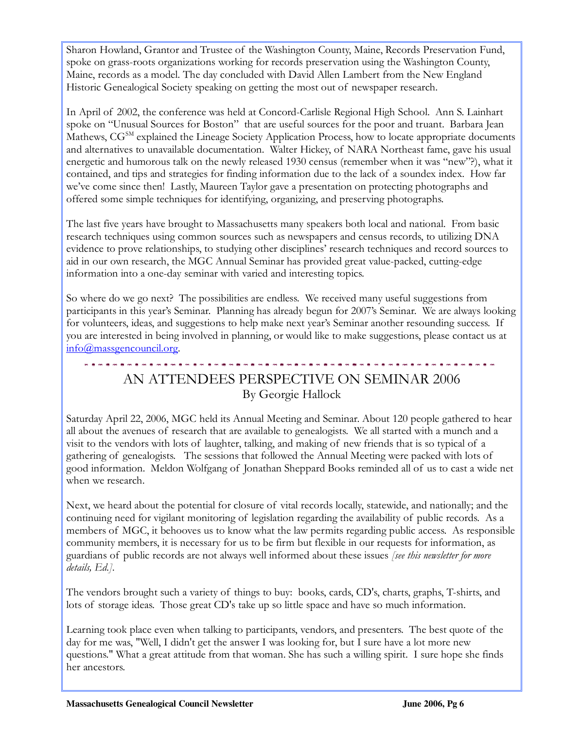Sharon Howland, Grantor and Trustee of the Washington County, Maine, Records Preservation Fund, spoke on grass-roots organizations working for records preservation using the Washington County, Maine, records as a model. The day concluded with David Allen Lambert from the New England Historic Genealogical Society speaking on getting the most out of newspaper research.

In April of 2002, the conference was held at Concord-Carlisle Regional High School. Ann S. Lainhart spoke on "Unusual Sources for Boston" that are useful sources for the poor and truant. Barbara Jean Mathews, CG[SM] explained the Lineage Society Application Process, how to locate appropriate documents and alternatives to unavailable documentation. Walter Hickey, of NARA Northeast fame, gave his usual energetic and humorous talk on the newly released 1930 census (remember when it was "new"?), what it contained, and tips and strategies for finding information due to the lack of a soundex index. How far we've come since then! Lastly, Maureen Taylor gave a presentation on protecting photographs and offered some simple techniques for identifying, organizing, and preserving photographs.

The last five years have brought to Massachusetts many speakers both local and national. From basic research techniques using common sources such as newspapers and census records, to utilizing DNA evidence to prove relationships, to studying other disciplines' research techniques and record sources to aid in our own research, the MGC Annual Seminar has provided great value-packed, cutting-edge information into a one-day seminar with varied and interesting topics.

So where do we go next? The possibilities are endless. We received many useful suggestions from participants in this year's Seminar. Planning has already begun for 2007's Seminar. We are always looking for volunteers, ideas, and suggestions to help make next year's Seminar another resounding success. If you are interested in being involved in planning, or would like to make suggestions, please contact us at info@massgencouncil.org.

## AN ATTENDEES PERSPECTIVE ON SEMINAR 2006

By Georgie Hallock

Saturday April 22, 2006, MGC held its Annual Meeting and Seminar. About 120 people gathered to hear all about the avenues of research that are available to genealogists. We all started with a munch and a visit to the vendors with lots of laughter, talking, and making of new friends that is so typical of a gathering of genealogists. The sessions that followed the Annual Meeting were packed with lots of good information. Meldon Wolfgang of Jonathan Sheppard Books reminded all of us to cast a wide net when we research.

Next, we heard about the potential for closure of vital records locally, statewide, and nationally; and the continuing need for vigilant monitoring of legislation regarding the availability of public records. As a members of MGC, it behooves us to know what the law permits regarding public access. As responsible community members, it is necessary for us to be firm but flexible in our requests for information, as guardians of public records are not always well informed about these issues *[see this newsletter for more details, Ed.]*.

The vendors brought such a variety of things to buy: books, cards, CD's, charts, graphs, T-shirts, and lots of storage ideas. Those great CD's take up so little space and have so much information.

Learning took place even when talking to participants, vendors, and presenters. The best quote of the day for me was, "Well, I didn't get the answer I was looking for, but I sure have a lot more new questions." What a great attitude from that woman. She has such a willing spirit. I sure hope she finds her ancestors.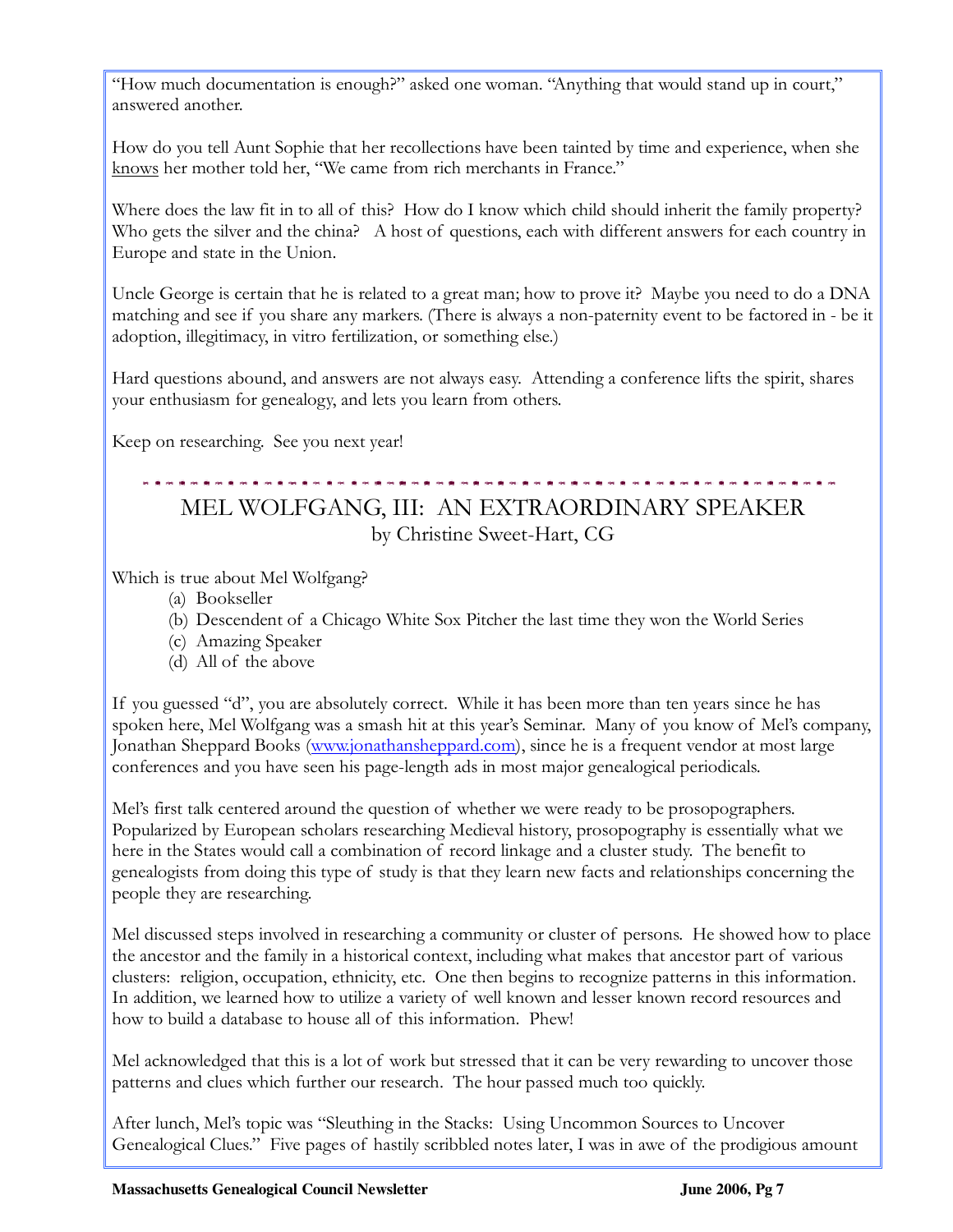"How much documentation is enough?" asked one woman. "Anything that would stand up in court," answered another.

How do you tell Aunt Sophie that her recollections have been tainted by time and experience, when she knows her mother told her, "We came from rich merchants in France."

Where does the law fit in to all of this? How do I know which child should inherit the family property? Who gets the silver and the china? A host of questions, each with different answers for each country in Europe and state in the Union.

Uncle George is certain that he is related to a great man; how to prove it? Maybe you need to do a DNA matching and see if you share any markers. (There is always a non-paternity event to be factored in - be it adoption, illegitimacy, in vitro fertilization, or something else.)

Hard questions abound, and answers are not always easy. Attending a conference lifts the spirit, shares your enthusiasm for genealogy, and lets you learn from others.

Keep on researching. See you next year!

## MEL WOLFGANG, III: AN EXTRAORDINARY SPEAKER

by Christine Sweet-Hart, CG

Which is true about Mel Wolfgang?

(a) Bookseller
(b) Descendent of a Chicago White Sox Pitcher the last time they won the World Series
(c) Amazing Speaker
(d) All of the above

If you guessed "d", you are absolutely correct. While it has been more than ten years since he has spoken here, Mel Wolfgang was a smash hit at this year's Seminar. Many of you know of Mel's company, Jonathan Sheppard Books (www.jonathansheppard.com), since he is a frequent vendor at most large conferences and you have seen his page-length ads in most major genealogical periodicals.

Mel's first talk centered around the question of whether we were ready to be prosopographers. Popularized by European scholars researching Medieval history, prosopography is essentially what we here in the States would call a combination of record linkage and a cluster study. The benefit to genealogists from doing this type of study is that they learn new facts and relationships concerning the people they are researching.

Mel discussed steps involved in researching a community or cluster of persons. He showed how to place the ancestor and the family in a historical context, including what makes that ancestor part of various clusters: religion, occupation, ethnicity, etc. One then begins to recognize patterns in this information. In addition, we learned how to utilize a variety of well known and lesser known record resources and how to build a database to house all of this information. Phew!

Mel acknowledged that this is a lot of work but stressed that it can be very rewarding to uncover those patterns and clues which further our research. The hour passed much too quickly.

After lunch, Mel's topic was "Sleuthing in the Stacks: Using Uncommon Sources to Uncover Genealogical Clues." Five pages of hastily scribbled notes later, I was in awe of the prodigious amount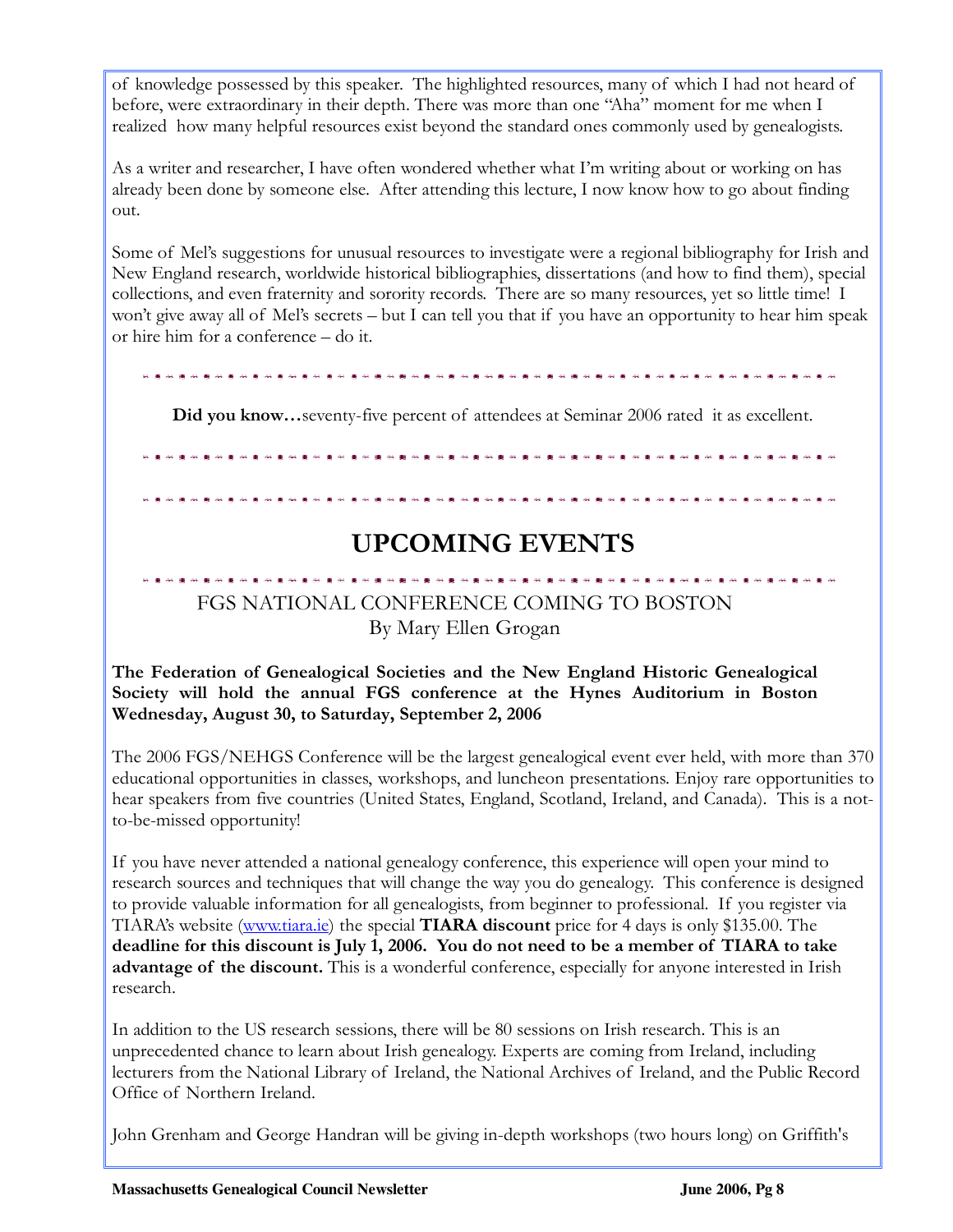of knowledge possessed by this speaker. The highlighted resources, many of which I had not heard of before, were extraordinary in their depth. There was more than one "Aha" moment for me when I realized how many helpful resources exist beyond the standard ones commonly used by genealogists.

As a writer and researcher, I have often wondered whether what I'm writing about or working on has already been done by someone else. After attending this lecture, I now know how to go about finding out.

Some of Mel's suggestions for unusual resources to investigate were a regional bibliography for Irish and New England research, worldwide historical bibliographies, dissertations (and how to find them), special collections, and even fraternity and sorority records. There are so many resources, yet so little time! I won't give away all of Mel's secrets – but I can tell you that if you have an opportunity to hear him speak or hire him for a conference – do it.

---

**Did you know…**seventy-five percent of attendees at Seminar 2006 rated it as excellent.

---

# UPCOMING EVENTS

---

## FGS NATIONAL CONFERENCE COMING TO BOSTON

By Mary Ellen Grogan

**The Federation of Genealogical Societies and the New England Historic Genealogical Society will hold the annual FGS conference at the Hynes Auditorium in Boston Wednesday, August 30, to Saturday, September 2, 2006**

The 2006 FGS/NEHGS Conference will be the largest genealogical event ever held, with more than 370 educational opportunities in classes, workshops, and luncheon presentations. Enjoy rare opportunities to hear speakers from five countries (United States, England, Scotland, Ireland, and Canada). This is a not-to-be-missed opportunity!

If you have never attended a national genealogy conference, this experience will open your mind to research sources and techniques that will change the way you do genealogy. This conference is designed to provide valuable information for all genealogists, from beginner to professional. If you register via TIARA's website (www.tiara.ie) the special **TIARA discount** price for 4 days is only $135.00. The **deadline for this discount is July 1, 2006. You do not need to be a member of TIARA to take advantage of the discount.** This is a wonderful conference, especially for anyone interested in Irish research.

In addition to the US research sessions, there will be 80 sessions on Irish research. This is an unprecedented chance to learn about Irish genealogy. Experts are coming from Ireland, including lecturers from the National Library of Ireland, the National Archives of Ireland, and the Public Record Office of Northern Ireland.

John Grenham and George Handran will be giving in-depth workshops (two hours long) on Griffith's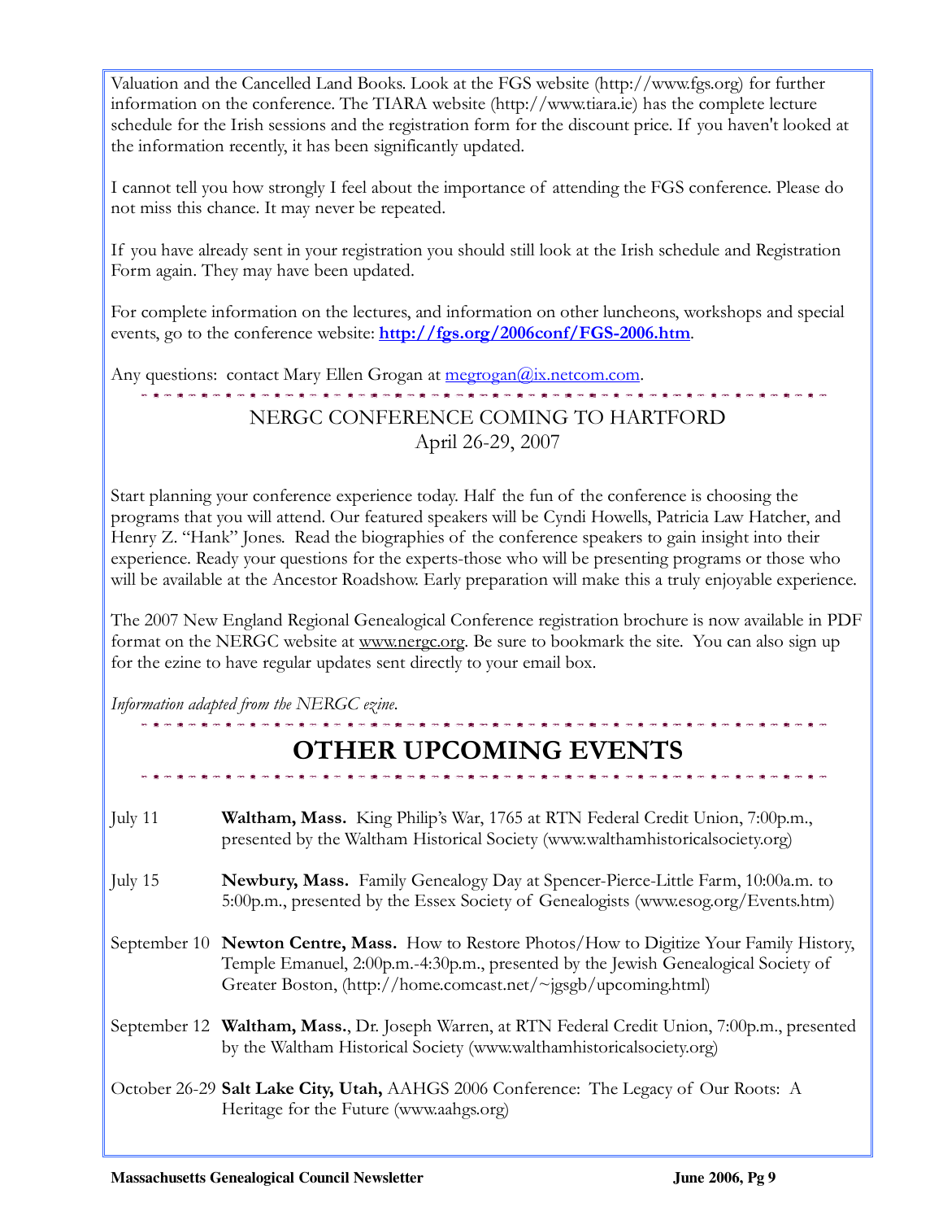Valuation and the Cancelled Land Books. Look at the FGS website (http://www.fgs.org) for further information on the conference. The TIARA website (http://www.tiara.ie) has the complete lecture schedule for the Irish sessions and the registration form for the discount price. If you haven't looked at the information recently, it has been significantly updated.

I cannot tell you how strongly I feel about the importance of attending the FGS conference. Please do not miss this chance. It may never be repeated.

If you have already sent in your registration you should still look at the Irish schedule and Registration Form again. They may have been updated.

For complete information on the lectures, and information on other luncheons, workshops and special events, go to the conference website: **[http://fgs.org/2006conf/FGS-2006.htm](http://fgs.org/2006conf/FGS-2006.htm)**.

Any questions: contact Mary Ellen Grogan at [megrogan@ix.netcom.com](mailto:megrogan@ix.netcom.com).

---

## NERGC CONFERENCE COMING TO HARTFORD
April 26-29, 2007

Start planning your conference experience today. Half the fun of the conference is choosing the programs that you will attend. Our featured speakers will be Cyndi Howells, Patricia Law Hatcher, and Henry Z. "Hank" Jones. Read the biographies of the conference speakers to gain insight into their experience. Ready your questions for the experts-those who will be presenting programs or those who will be available at the Ancestor Roadshow. Early preparation will make this a truly enjoyable experience.

The 2007 New England Regional Genealogical Conference registration brochure is now available in PDF format on the NERGC website at www.nergc.org. Be sure to bookmark the site. You can also sign up for the ezine to have regular updates sent directly to your email box.

*Information adapted from the NERGC ezine.*

---

# OTHER UPCOMING EVENTS

---

July 11 — **Waltham, Mass.** King Philip's War, 1765 at RTN Federal Credit Union, 7:00p.m., presented by the Waltham Historical Society (www.walthamhistoricalsociety.org)

July 15 — **Newbury, Mass.** Family Genealogy Day at Spencer-Pierce-Little Farm, 10:00a.m. to 5:00p.m., presented by the Essex Society of Genealogists (www.esog.org/Events.htm)

September 10 — **Newton Centre, Mass.** How to Restore Photos/How to Digitize Your Family History, Temple Emanuel, 2:00p.m.-4:30p.m., presented by the Jewish Genealogical Society of Greater Boston, (http://home.comcast.net/~jgsgb/upcoming.html)

September 12 — **Waltham, Mass.**, Dr. Joseph Warren, at RTN Federal Credit Union, 7:00p.m., presented by the Waltham Historical Society (www.walthamhistoricalsociety.org)

October 26-29 — **Salt Lake City, Utah,** AAHGS 2006 Conference: The Legacy of Our Roots: A Heritage for the Future (www.aahgs.org)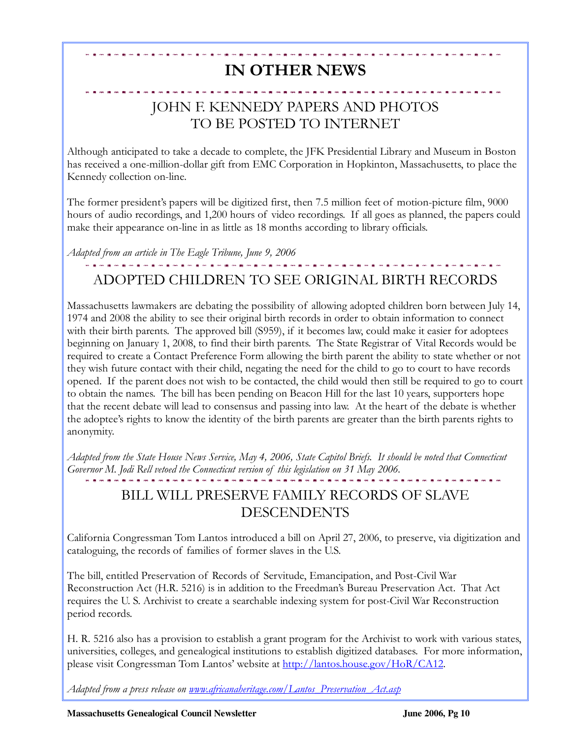# IN OTHER NEWS

## JOHN F. KENNEDY PAPERS AND PHOTOS TO BE POSTED TO INTERNET

Although anticipated to take a decade to complete, the JFK Presidential Library and Museum in Boston has received a one-million-dollar gift from EMC Corporation in Hopkinton, Massachusetts, to place the Kennedy collection on-line.

The former president's papers will be digitized first, then 7.5 million feet of motion-picture film, 9000 hours of audio recordings, and 1,200 hours of video recordings. If all goes as planned, the papers could make their appearance on-line in as little as 18 months according to library officials.

*Adapted from an article in The Eagle Tribune, June 9, 2006*

## ADOPTED CHILDREN TO SEE ORIGINAL BIRTH RECORDS

Massachusetts lawmakers are debating the possibility of allowing adopted children born between July 14, 1974 and 2008 the ability to see their original birth records in order to obtain information to connect with their birth parents. The approved bill (S959), if it becomes law, could make it easier for adoptees beginning on January 1, 2008, to find their birth parents. The State Registrar of Vital Records would be required to create a Contact Preference Form allowing the birth parent the ability to state whether or not they wish future contact with their child, negating the need for the child to go to court to have records opened. If the parent does not wish to be contacted, the child would then still be required to go to court to obtain the names. The bill has been pending on Beacon Hill for the last 10 years, supporters hope that the recent debate will lead to consensus and passing into law. At the heart of the debate is whether the adoptee's rights to know the identity of the birth parents are greater than the birth parents rights to anonymity.

*Adapted from the State House News Service, May 4, 2006, State Capitol Briefs. It should be noted that Connecticut Governor M. Jodi Rell vetoed the Connecticut version of this legislation on 31 May 2006.*

## BILL WILL PRESERVE FAMILY RECORDS OF SLAVE DESCENDENTS

California Congressman Tom Lantos introduced a bill on April 27, 2006, to preserve, via digitization and cataloguing, the records of families of former slaves in the U.S.

The bill, entitled Preservation of Records of Servitude, Emancipation, and Post-Civil War Reconstruction Act (H.R. 5216) is in addition to the Freedman's Bureau Preservation Act. That Act requires the U. S. Archivist to create a searchable indexing system for post-Civil War Reconstruction period records.

H. R. 5216 also has a provision to establish a grant program for the Archivist to work with various states, universities, colleges, and genealogical institutions to establish digitized databases. For more information, please visit Congressman Tom Lantos' website at http://lantos.house.gov/HoR/CA12.

*Adapted from a press release on www.africanaheritage.com/Lantos_Preservation_Act.asp*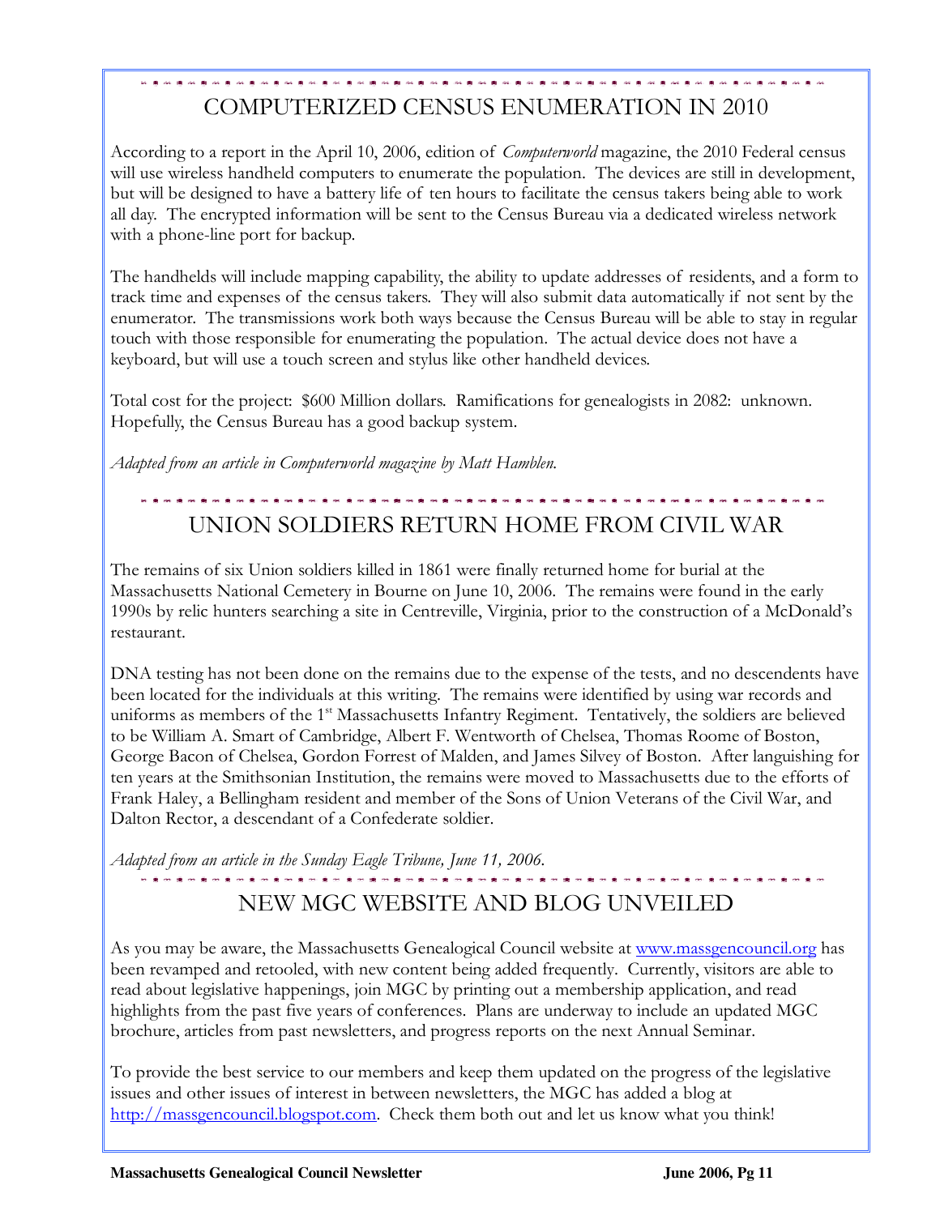## COMPUTERIZED CENSUS ENUMERATION IN 2010

According to a report in the April 10, 2006, edition of *Computerworld* magazine, the 2010 Federal census will use wireless handheld computers to enumerate the population. The devices are still in development, but will be designed to have a battery life of ten hours to facilitate the census takers being able to work all day. The encrypted information will be sent to the Census Bureau via a dedicated wireless network with a phone-line port for backup.

The handhelds will include mapping capability, the ability to update addresses of residents, and a form to track time and expenses of the census takers. They will also submit data automatically if not sent by the enumerator. The transmissions work both ways because the Census Bureau will be able to stay in regular touch with those responsible for enumerating the population. The actual device does not have a keyboard, but will use a touch screen and stylus like other handheld devices.

Total cost for the project: $600 Million dollars. Ramifications for genealogists in 2082: unknown. Hopefully, the Census Bureau has a good backup system.

*Adapted from an article in Computerworld magazine by Matt Hamblen.*

## UNION SOLDIERS RETURN HOME FROM CIVIL WAR

The remains of six Union soldiers killed in 1861 were finally returned home for burial at the Massachusetts National Cemetery in Bourne on June 10, 2006. The remains were found in the early 1990s by relic hunters searching a site in Centreville, Virginia, prior to the construction of a McDonald's restaurant.

DNA testing has not been done on the remains due to the expense of the tests, and no descendents have been located for the individuals at this writing. The remains were identified by using war records and uniforms as members of the 1st Massachusetts Infantry Regiment. Tentatively, the soldiers are believed to be William A. Smart of Cambridge, Albert F. Wentworth of Chelsea, Thomas Roome of Boston, George Bacon of Chelsea, Gordon Forrest of Malden, and James Silvey of Boston. After languishing for ten years at the Smithsonian Institution, the remains were moved to Massachusetts due to the efforts of Frank Haley, a Bellingham resident and member of the Sons of Union Veterans of the Civil War, and Dalton Rector, a descendant of a Confederate soldier.

*Adapted from an article in the Sunday Eagle Tribune, June 11, 2006.*

## NEW MGC WEBSITE AND BLOG UNVEILED

As you may be aware, the Massachusetts Genealogical Council website at www.massgencouncil.org has been revamped and retooled, with new content being added frequently. Currently, visitors are able to read about legislative happenings, join MGC by printing out a membership application, and read highlights from the past five years of conferences. Plans are underway to include an updated MGC brochure, articles from past newsletters, and progress reports on the next Annual Seminar.

To provide the best service to our members and keep them updated on the progress of the legislative issues and other issues of interest in between newsletters, the MGC has added a blog at http://massgencouncil.blogspot.com. Check them both out and let us know what you think!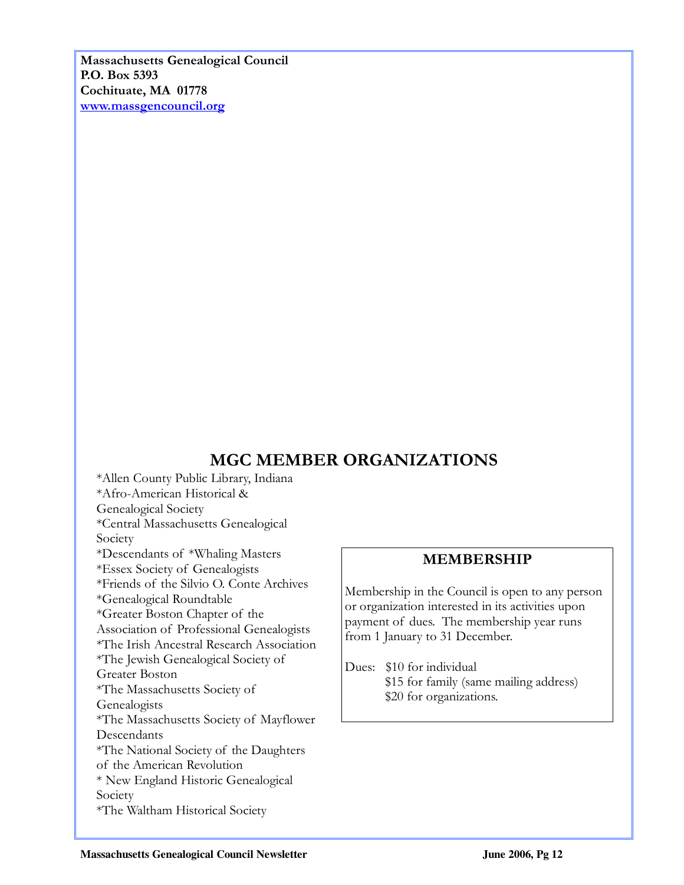**Massachusetts Genealogical Council**
**P.O. Box 5393**
**Cochituate, MA 01778**
**www.massgencouncil.org**

## MGC MEMBER ORGANIZATIONS

*Allen County Public Library, Indiana
*Afro-American Historical & Genealogical Society
*Central Massachusetts Genealogical Society
*Descendants of *Whaling Masters
*Essex Society of Genealogists
*Friends of the Silvio O. Conte Archives
*Genealogical Roundtable
*Greater Boston Chapter of the Association of Professional Genealogists
*The Irish Ancestral Research Association
*The Jewish Genealogical Society of Greater Boston
*The Massachusetts Society of Genealogists
*The Massachusetts Society of Mayflower Descendants
*The National Society of the Daughters of the American Revolution
* New England Historic Genealogical Society
*The Waltham Historical Society

### MEMBERSHIP

Membership in the Council is open to any person or organization interested in its activities upon payment of dues. The membership year runs from 1 January to 31 December.

Dues: $10 for individual
$15 for family (same mailing address)
$20 for organizations.